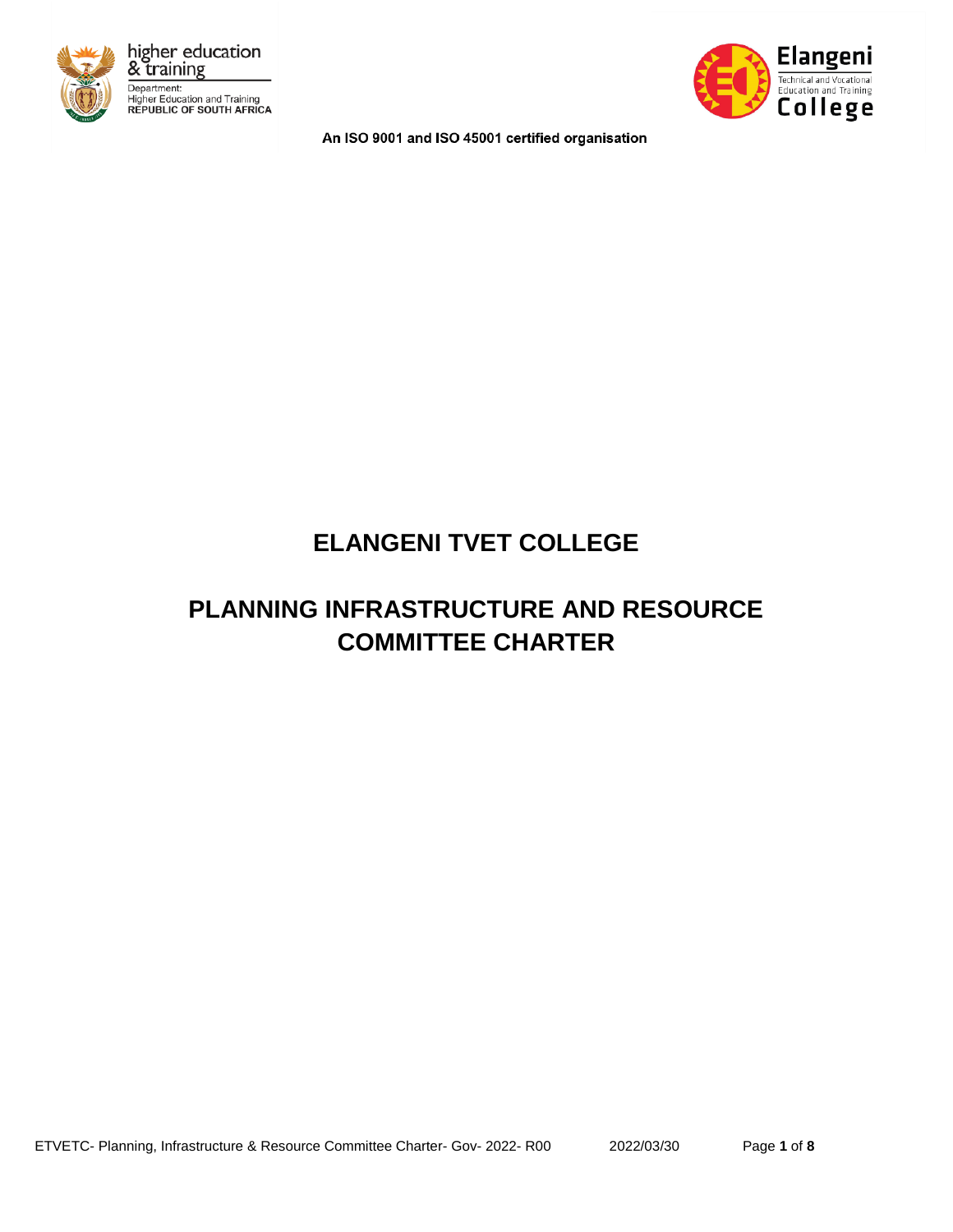higher education & training

Department:
Higher Education and Training
REPUBLIC OF SOUTH AFRICA

Elangeni Technical and Vocational Education and Training College

An ISO 9001 and ISO 45001 certified organisation

# ELANGENI TVET COLLEGE

# PLANNING INFRASTRUCTURE AND RESOURCE COMMITTEE CHARTER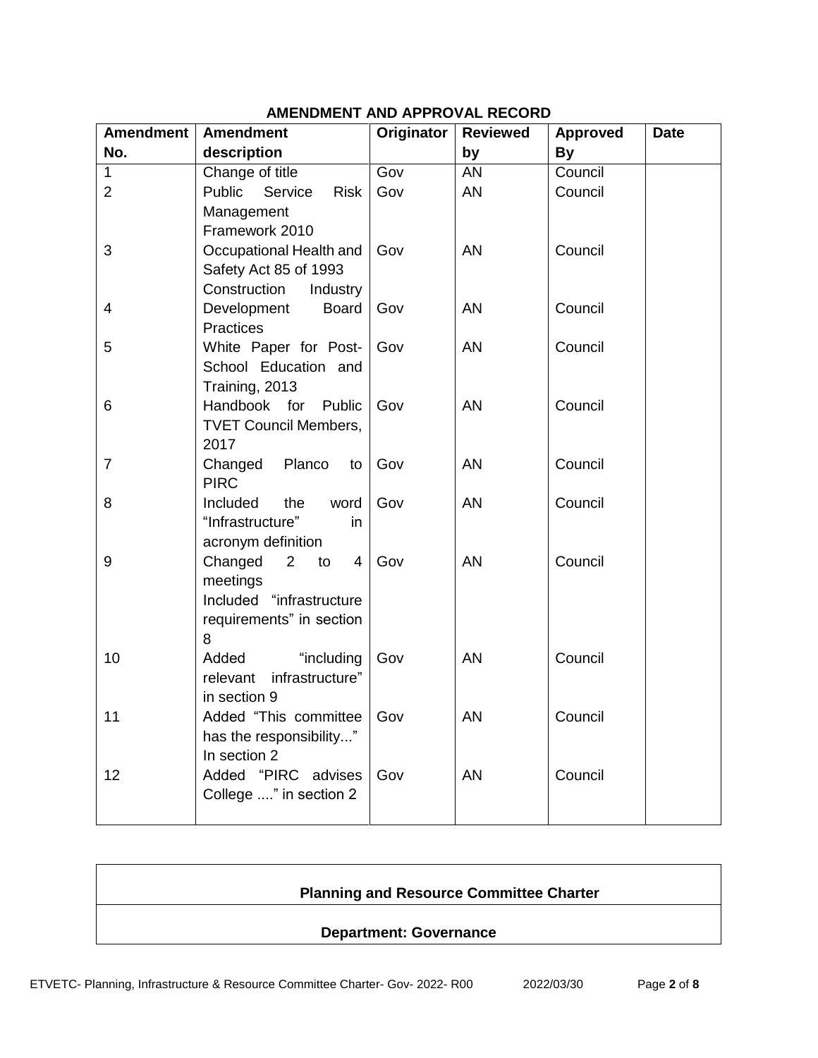## AMENDMENT AND APPROVAL RECORD

| Amendment No. | Amendment description | Originator | Reviewed by | Approved By | Date |
|---|---|---|---|---|---|
| 1 | Change of title | Gov | AN | Council | |
| 2 | Public Service Risk Management Framework 2010 | Gov | AN | Council | |
| 3 | Occupational Health and Safety Act 85 of 1993 | Gov | AN | Council | |
| 4 | Construction Industry Development Board Practices | Gov | AN | Council | |
| 5 | White Paper for Post-School Education and Training, 2013 | Gov | AN | Council | |
| 6 | Handbook for Public TVET Council Members, 2017 | Gov | AN | Council | |
| 7 | Changed Planco to PIRC | Gov | AN | Council | |
| 8 | Included the word "Infrastructure" in acronym definition | Gov | AN | Council | |
| 9 | Changed 2 to 4 meetings Included "infrastructure requirements" in section 8 | Gov | AN | Council | |
| 10 | Added "including relevant infrastructure" in section 9 | Gov | AN | Council | |
| 11 | Added "This committee has the responsibility..." In section 2 | Gov | AN | Council | |
| 12 | Added "PIRC advises College ...." in section 2 | Gov | AN | Council | |

| Planning and Resource Committee Charter |
|---|
| Department: Governance |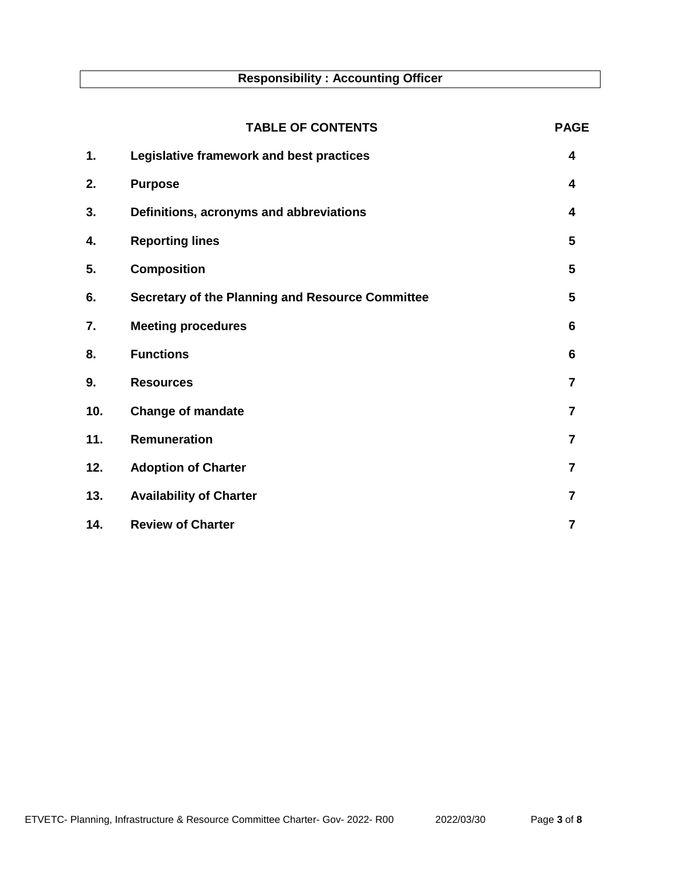**Responsibility : Accounting Officer**

| | **TABLE OF CONTENTS** | **PAGE** |
|---|---|---|
| **1.** | **Legislative framework and best practices** | **4** |
| **2.** | **Purpose** | **4** |
| **3.** | **Definitions, acronyms and abbreviations** | **4** |
| **4.** | **Reporting lines** | **5** |
| **5.** | **Composition** | **5** |
| **6.** | **Secretary of the Planning and Resource Committee** | **5** |
| **7.** | **Meeting procedures** | **6** |
| **8.** | **Functions** | **6** |
| **9.** | **Resources** | **7** |
| **10.** | **Change of mandate** | **7** |
| **11.** | **Remuneration** | **7** |
| **12.** | **Adoption of Charter** | **7** |
| **13.** | **Availability of Charter** | **7** |
| **14.** | **Review of Charter** | **7** |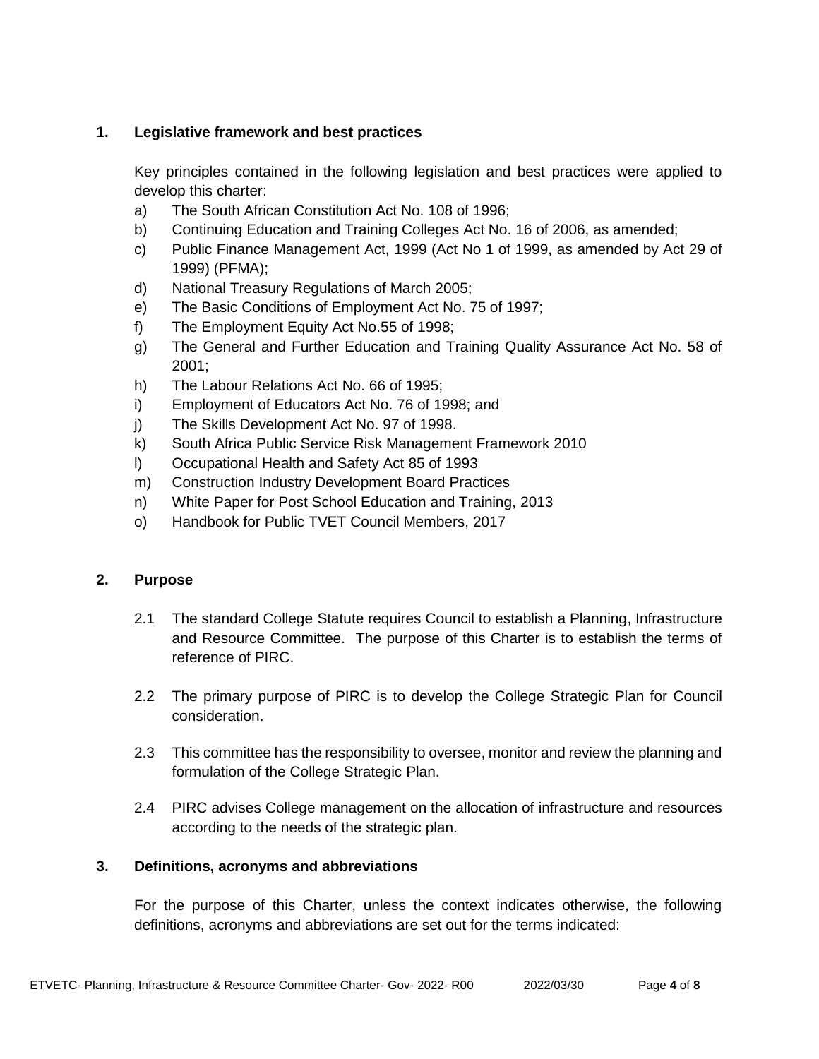## 1. Legislative framework and best practices

Key principles contained in the following legislation and best practices were applied to develop this charter:

a) The South African Constitution Act No. 108 of 1996;
b) Continuing Education and Training Colleges Act No. 16 of 2006, as amended;
c) Public Finance Management Act, 1999 (Act No 1 of 1999, as amended by Act 29 of 1999) (PFMA);
d) National Treasury Regulations of March 2005;
e) The Basic Conditions of Employment Act No. 75 of 1997;
f) The Employment Equity Act No.55 of 1998;
g) The General and Further Education and Training Quality Assurance Act No. 58 of 2001;
h) The Labour Relations Act No. 66 of 1995;
i) Employment of Educators Act No. 76 of 1998; and
j) The Skills Development Act No. 97 of 1998.
k) South Africa Public Service Risk Management Framework 2010
l) Occupational Health and Safety Act 85 of 1993
m) Construction Industry Development Board Practices
n) White Paper for Post School Education and Training, 2013
o) Handbook for Public TVET Council Members, 2017

## 2. Purpose

2.1 The standard College Statute requires Council to establish a Planning, Infrastructure and Resource Committee. The purpose of this Charter is to establish the terms of reference of PIRC.

2.2 The primary purpose of PIRC is to develop the College Strategic Plan for Council consideration.

2.3 This committee has the responsibility to oversee, monitor and review the planning and formulation of the College Strategic Plan.

2.4 PIRC advises College management on the allocation of infrastructure and resources according to the needs of the strategic plan.

## 3. Definitions, acronyms and abbreviations

For the purpose of this Charter, unless the context indicates otherwise, the following definitions, acronyms and abbreviations are set out for the terms indicated: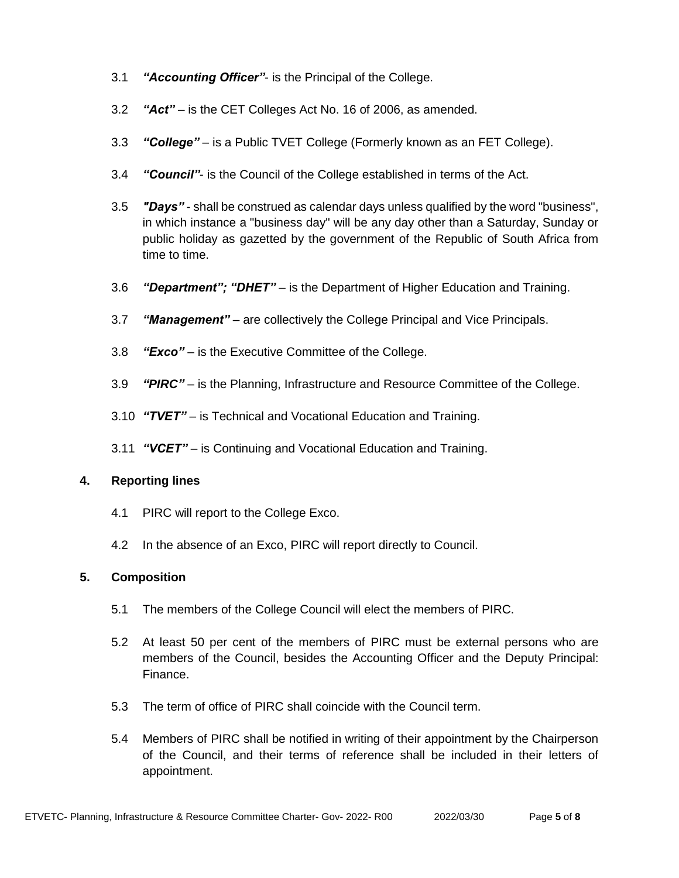3.1 ***"Accounting Officer"***- is the Principal of the College.

3.2 ***"Act"*** – is the CET Colleges Act No. 16 of 2006, as amended.

3.3 ***"College"*** – is a Public TVET College (Formerly known as an FET College).

3.4 ***"Council"***- is the Council of the College established in terms of the Act.

3.5 ***"Days"*** - shall be construed as calendar days unless qualified by the word "business", in which instance a "business day" will be any day other than a Saturday, Sunday or public holiday as gazetted by the government of the Republic of South Africa from time to time.

3.6 ***"Department"; "DHET"*** – is the Department of Higher Education and Training.

3.7 ***"Management"*** – are collectively the College Principal and Vice Principals.

3.8 ***"Exco"*** – is the Executive Committee of the College.

3.9 ***"PIRC"*** – is the Planning, Infrastructure and Resource Committee of the College.

3.10 ***"TVET"*** – is Technical and Vocational Education and Training.

3.11 ***"VCET"*** – is Continuing and Vocational Education and Training.

## 4. Reporting lines

4.1 PIRC will report to the College Exco.

4.2 In the absence of an Exco, PIRC will report directly to Council.

## 5. Composition

5.1 The members of the College Council will elect the members of PIRC.

5.2 At least 50 per cent of the members of PIRC must be external persons who are members of the Council, besides the Accounting Officer and the Deputy Principal: Finance.

5.3 The term of office of PIRC shall coincide with the Council term.

5.4 Members of PIRC shall be notified in writing of their appointment by the Chairperson of the Council, and their terms of reference shall be included in their letters of appointment.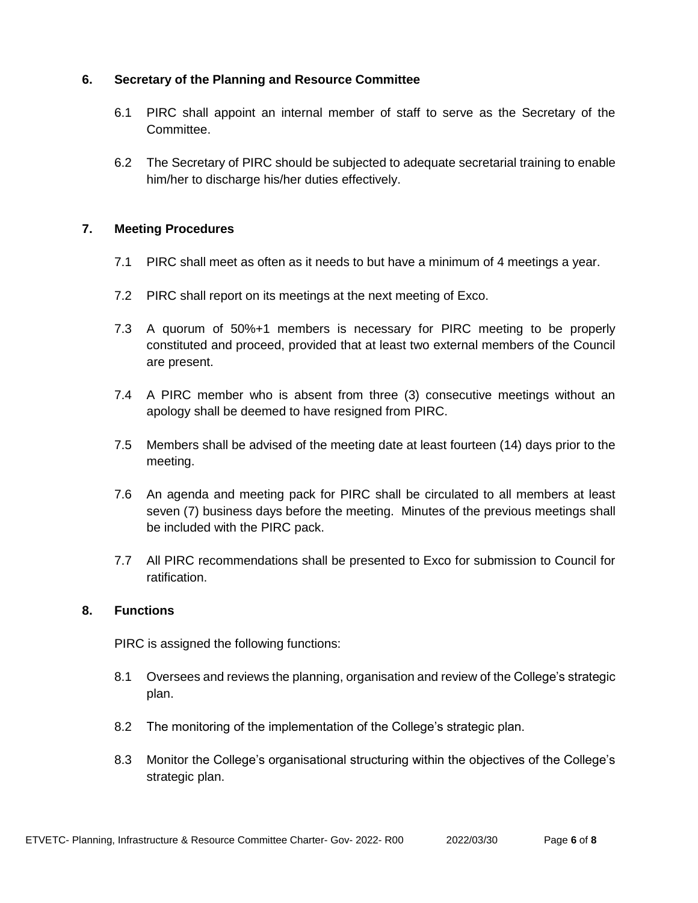## 6. Secretary of the Planning and Resource Committee

6.1 PIRC shall appoint an internal member of staff to serve as the Secretary of the Committee.

6.2 The Secretary of PIRC should be subjected to adequate secretarial training to enable him/her to discharge his/her duties effectively.

## 7. Meeting Procedures

7.1 PIRC shall meet as often as it needs to but have a minimum of 4 meetings a year.

7.2 PIRC shall report on its meetings at the next meeting of Exco.

7.3 A quorum of 50%+1 members is necessary for PIRC meeting to be properly constituted and proceed, provided that at least two external members of the Council are present.

7.4 A PIRC member who is absent from three (3) consecutive meetings without an apology shall be deemed to have resigned from PIRC.

7.5 Members shall be advised of the meeting date at least fourteen (14) days prior to the meeting.

7.6 An agenda and meeting pack for PIRC shall be circulated to all members at least seven (7) business days before the meeting. Minutes of the previous meetings shall be included with the PIRC pack.

7.7 All PIRC recommendations shall be presented to Exco for submission to Council for ratification.

## 8. Functions

PIRC is assigned the following functions:

8.1 Oversees and reviews the planning, organisation and review of the College's strategic plan.

8.2 The monitoring of the implementation of the College's strategic plan.

8.3 Monitor the College's organisational structuring within the objectives of the College's strategic plan.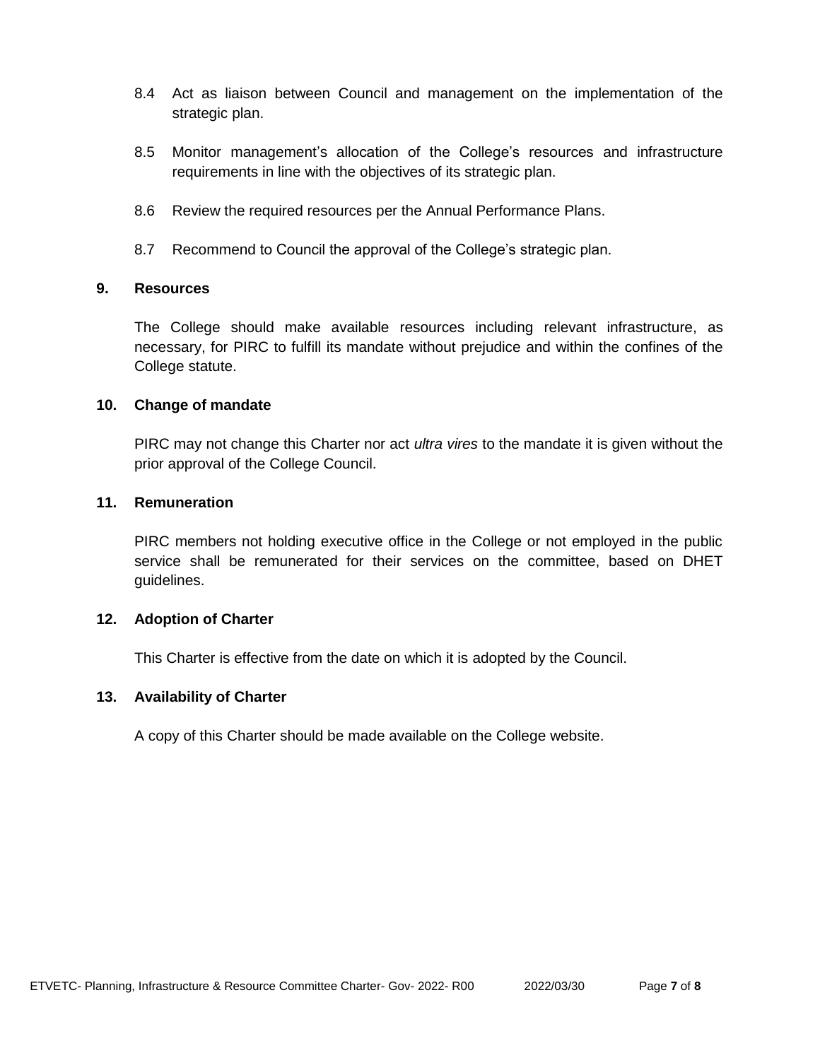8.4 Act as liaison between Council and management on the implementation of the strategic plan.

8.5 Monitor management's allocation of the College's resources and infrastructure requirements in line with the objectives of its strategic plan.

8.6 Review the required resources per the Annual Performance Plans.

8.7 Recommend to Council the approval of the College's strategic plan.

## 9. Resources

The College should make available resources including relevant infrastructure, as necessary, for PIRC to fulfill its mandate without prejudice and within the confines of the College statute.

## 10. Change of mandate

PIRC may not change this Charter nor act *ultra vires* to the mandate it is given without the prior approval of the College Council.

## 11. Remuneration

PIRC members not holding executive office in the College or not employed in the public service shall be remunerated for their services on the committee, based on DHET guidelines.

## 12. Adoption of Charter

This Charter is effective from the date on which it is adopted by the Council.

## 13. Availability of Charter

A copy of this Charter should be made available on the College website.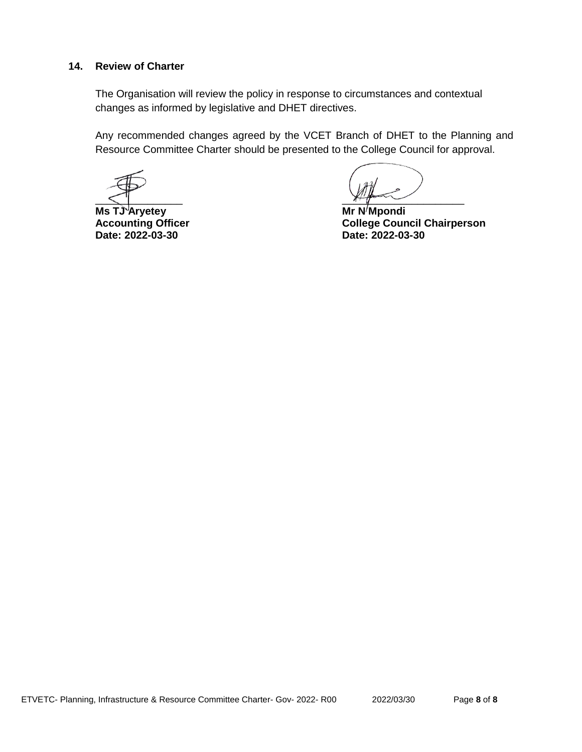## 14. Review of Charter

The Organisation will review the policy in response to circumstances and contextual changes as informed by legislative and DHET directives.

Any recommended changes agreed by the VCET Branch of DHET to the Planning and Resource Committee Charter should be presented to the College Council for approval.

| | |
|---|---|
| **Ms TJ Aryetey** | **Mr N Mpondi** |
| **Accounting Officer** | **College Council Chairperson** |
| **Date: 2022-03-30** | **Date: 2022-03-30** |